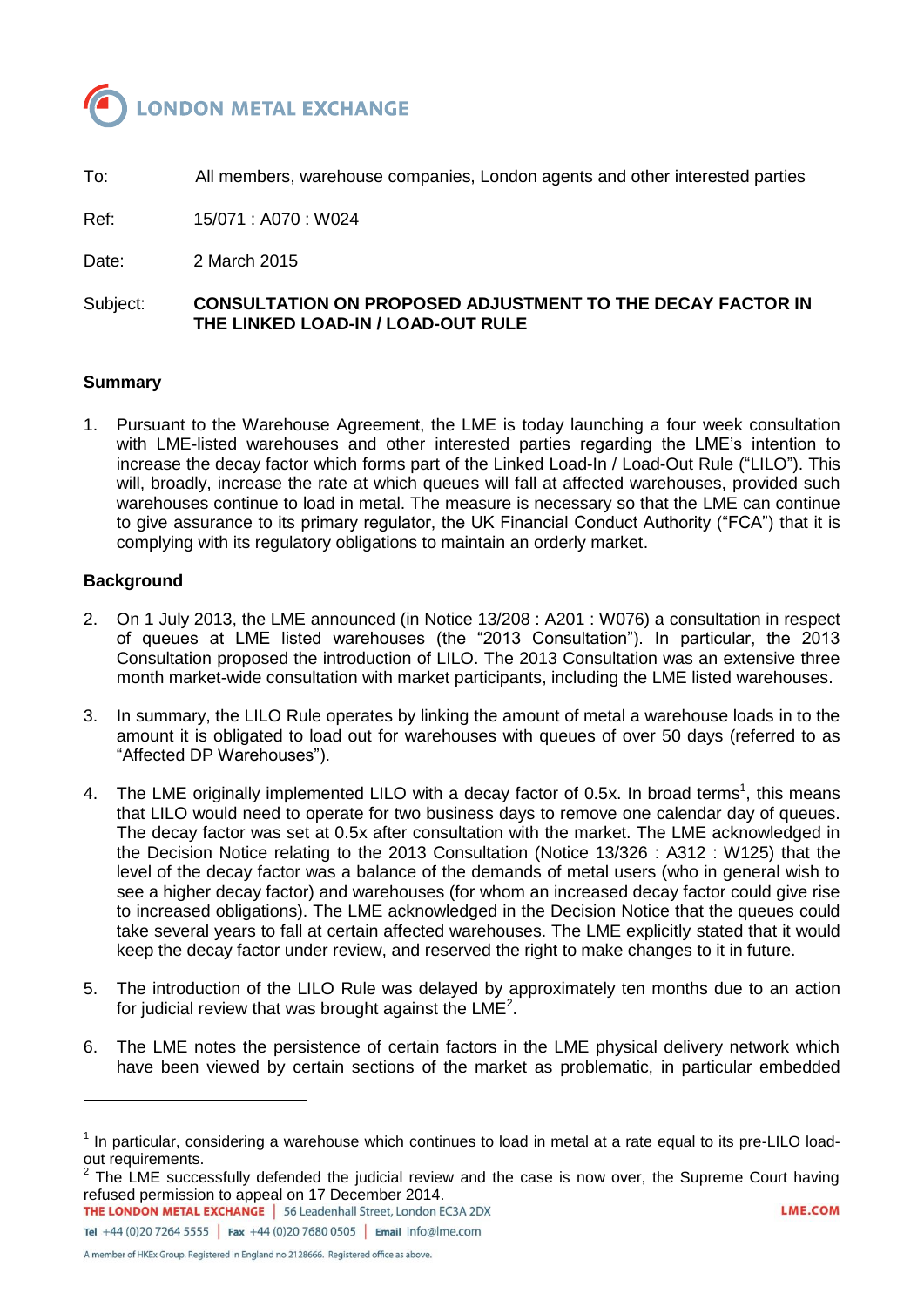# LONDON METAL EXCHANGE

To: All members, warehouse companies, London agents and other interested parties

Ref: 15/071 : A070 : W024

Date: 2 March 2015

Subject: **CONSULTATION ON PROPOSED ADJUSTMENT TO THE DECAY FACTOR IN THE LINKED LOAD-IN / LOAD-OUT RULE**

## Summary

1. Pursuant to the Warehouse Agreement, the LME is today launching a four week consultation with LME-listed warehouses and other interested parties regarding the LME's intention to increase the decay factor which forms part of the Linked Load-In / Load-Out Rule ("LILO"). This will, broadly, increase the rate at which queues will fall at affected warehouses, provided such warehouses continue to load in metal. The measure is necessary so that the LME can continue to give assurance to its primary regulator, the UK Financial Conduct Authority ("FCA") that it is complying with its regulatory obligations to maintain an orderly market.

## Background

2. On 1 July 2013, the LME announced (in Notice 13/208 : A201 : W076) a consultation in respect of queues at LME listed warehouses (the "2013 Consultation"). In particular, the 2013 Consultation proposed the introduction of LILO. The 2013 Consultation was an extensive three month market-wide consultation with market participants, including the LME listed warehouses.

3. In summary, the LILO Rule operates by linking the amount of metal a warehouse loads in to the amount it is obligated to load out for warehouses with queues of over 50 days (referred to as "Affected DP Warehouses").

4. The LME originally implemented LILO with a decay factor of 0.5x. In broad terms[1], this means that LILO would need to operate for two business days to remove one calendar day of queues. The decay factor was set at 0.5x after consultation with the market. The LME acknowledged in the Decision Notice relating to the 2013 Consultation (Notice 13/326 : A312 : W125) that the level of the decay factor was a balance of the demands of metal users (who in general wish to see a higher decay factor) and warehouses (for whom an increased decay factor could give rise to increased obligations). The LME acknowledged in the Decision Notice that the queues could take several years to fall at certain affected warehouses. The LME explicitly stated that it would keep the decay factor under review, and reserved the right to make changes to it in future.

5. The introduction of the LILO Rule was delayed by approximately ten months due to an action for judicial review that was brought against the LME[2].

6. The LME notes the persistence of certain factors in the LME physical delivery network which have been viewed by certain sections of the market as problematic, in particular embedded

---

[1] In particular, considering a warehouse which continues to load in metal at a rate equal to its pre-LILO load-out requirements.

[2] The LME successfully defended the judicial review and the case is now over, the Supreme Court having refused permission to appeal on 17 December 2014.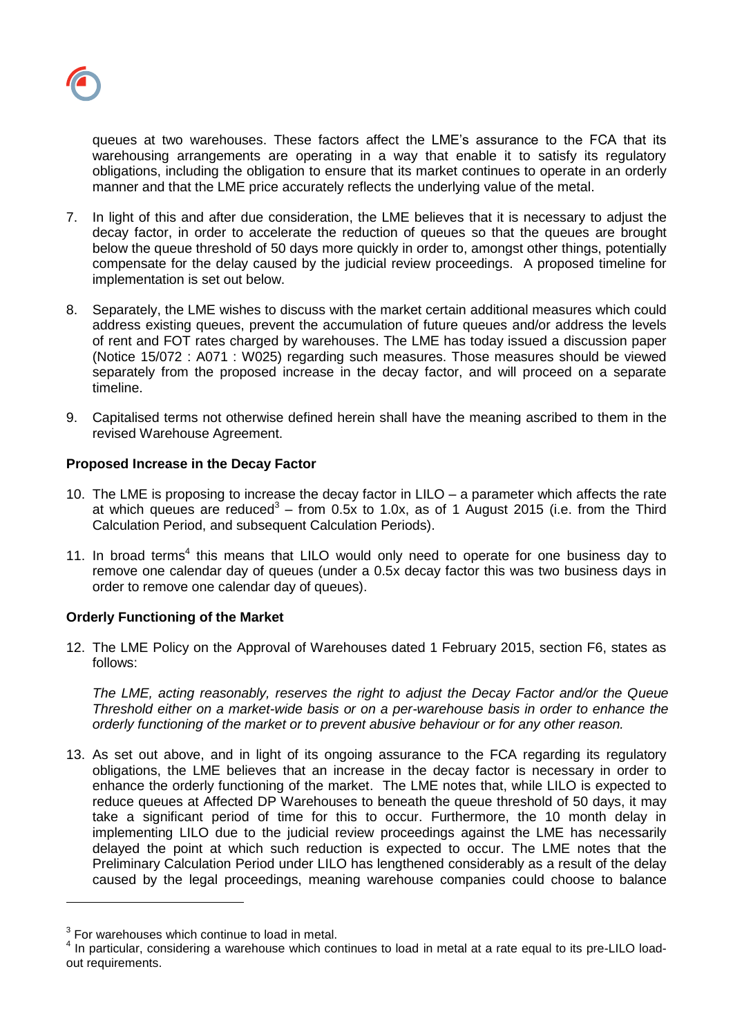queues at two warehouses. These factors affect the LME's assurance to the FCA that its warehousing arrangements are operating in a way that enable it to satisfy its regulatory obligations, including the obligation to ensure that its market continues to operate in an orderly manner and that the LME price accurately reflects the underlying value of the metal.

7. In light of this and after due consideration, the LME believes that it is necessary to adjust the decay factor, in order to accelerate the reduction of queues so that the queues are brought below the queue threshold of 50 days more quickly in order to, amongst other things, potentially compensate for the delay caused by the judicial review proceedings. A proposed timeline for implementation is set out below.

8. Separately, the LME wishes to discuss with the market certain additional measures which could address existing queues, prevent the accumulation of future queues and/or address the levels of rent and FOT rates charged by warehouses. The LME has today issued a discussion paper (Notice 15/072 : A071 : W025) regarding such measures. Those measures should be viewed separately from the proposed increase in the decay factor, and will proceed on a separate timeline.

9. Capitalised terms not otherwise defined herein shall have the meaning ascribed to them in the revised Warehouse Agreement.

**Proposed Increase in the Decay Factor**

10. The LME is proposing to increase the decay factor in LILO – a parameter which affects the rate at which queues are reduced[3] – from 0.5x to 1.0x, as of 1 August 2015 (i.e. from the Third Calculation Period, and subsequent Calculation Periods).

11. In broad terms[4] this means that LILO would only need to operate for one business day to remove one calendar day of queues (under a 0.5x decay factor this was two business days in order to remove one calendar day of queues).

**Orderly Functioning of the Market**

12. The LME Policy on the Approval of Warehouses dated 1 February 2015, section F6, states as follows:

*The LME, acting reasonably, reserves the right to adjust the Decay Factor and/or the Queue Threshold either on a market-wide basis or on a per-warehouse basis in order to enhance the orderly functioning of the market or to prevent abusive behaviour or for any other reason.*

13. As set out above, and in light of its ongoing assurance to the FCA regarding its regulatory obligations, the LME believes that an increase in the decay factor is necessary in order to enhance the orderly functioning of the market. The LME notes that, while LILO is expected to reduce queues at Affected DP Warehouses to beneath the queue threshold of 50 days, it may take a significant period of time for this to occur. Furthermore, the 10 month delay in implementing LILO due to the judicial review proceedings against the LME has necessarily delayed the point at which such reduction is expected to occur. The LME notes that the Preliminary Calculation Period under LILO has lengthened considerably as a result of the delay caused by the legal proceedings, meaning warehouse companies could choose to balance

---

[3] For warehouses which continue to load in metal.

[4] In particular, considering a warehouse which continues to load in metal at a rate equal to its pre-LILO load-out requirements.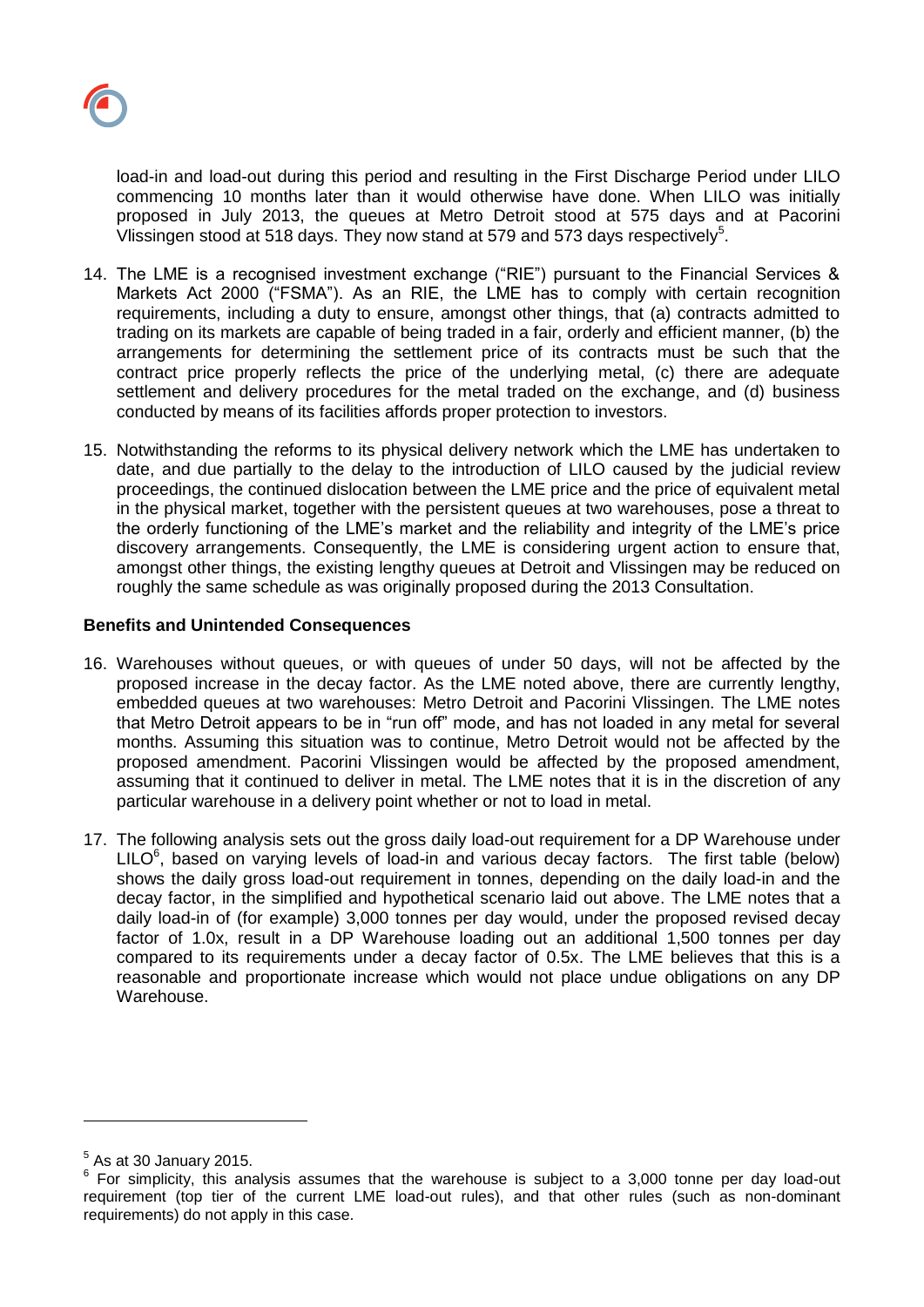load-in and load-out during this period and resulting in the First Discharge Period under LILO commencing 10 months later than it would otherwise have done. When LILO was initially proposed in July 2013, the queues at Metro Detroit stood at 575 days and at Pacorini Vlissingen stood at 518 days. They now stand at 579 and 573 days respectively[5].

14. The LME is a recognised investment exchange ("RIE") pursuant to the Financial Services & Markets Act 2000 ("FSMA"). As an RIE, the LME has to comply with certain recognition requirements, including a duty to ensure, amongst other things, that (a) contracts admitted to trading on its markets are capable of being traded in a fair, orderly and efficient manner, (b) the arrangements for determining the settlement price of its contracts must be such that the contract price properly reflects the price of the underlying metal, (c) there are adequate settlement and delivery procedures for the metal traded on the exchange, and (d) business conducted by means of its facilities affords proper protection to investors.

15. Notwithstanding the reforms to its physical delivery network which the LME has undertaken to date, and due partially to the delay to the introduction of LILO caused by the judicial review proceedings, the continued dislocation between the LME price and the price of equivalent metal in the physical market, together with the persistent queues at two warehouses, pose a threat to the orderly functioning of the LME's market and the reliability and integrity of the LME's price discovery arrangements. Consequently, the LME is considering urgent action to ensure that, amongst other things, the existing lengthy queues at Detroit and Vlissingen may be reduced on roughly the same schedule as was originally proposed during the 2013 Consultation.

**Benefits and Unintended Consequences**

16. Warehouses without queues, or with queues of under 50 days, will not be affected by the proposed increase in the decay factor. As the LME noted above, there are currently lengthy, embedded queues at two warehouses: Metro Detroit and Pacorini Vlissingen. The LME notes that Metro Detroit appears to be in "run off" mode, and has not loaded in any metal for several months. Assuming this situation was to continue, Metro Detroit would not be affected by the proposed amendment. Pacorini Vlissingen would be affected by the proposed amendment, assuming that it continued to deliver in metal. The LME notes that it is in the discretion of any particular warehouse in a delivery point whether or not to load in metal.

17. The following analysis sets out the gross daily load-out requirement for a DP Warehouse under LILO[6], based on varying levels of load-in and various decay factors. The first table (below) shows the daily gross load-out requirement in tonnes, depending on the daily load-in and the decay factor, in the simplified and hypothetical scenario laid out above. The LME notes that a daily load-in of (for example) 3,000 tonnes per day would, under the proposed revised decay factor of 1.0x, result in a DP Warehouse loading out an additional 1,500 tonnes per day compared to its requirements under a decay factor of 0.5x. The LME believes that this is a reasonable and proportionate increase which would not place undue obligations on any DP Warehouse.

---

[5] As at 30 January 2015.

[6] For simplicity, this analysis assumes that the warehouse is subject to a 3,000 tonne per day load-out requirement (top tier of the current LME load-out rules), and that other rules (such as non-dominant requirements) do not apply in this case.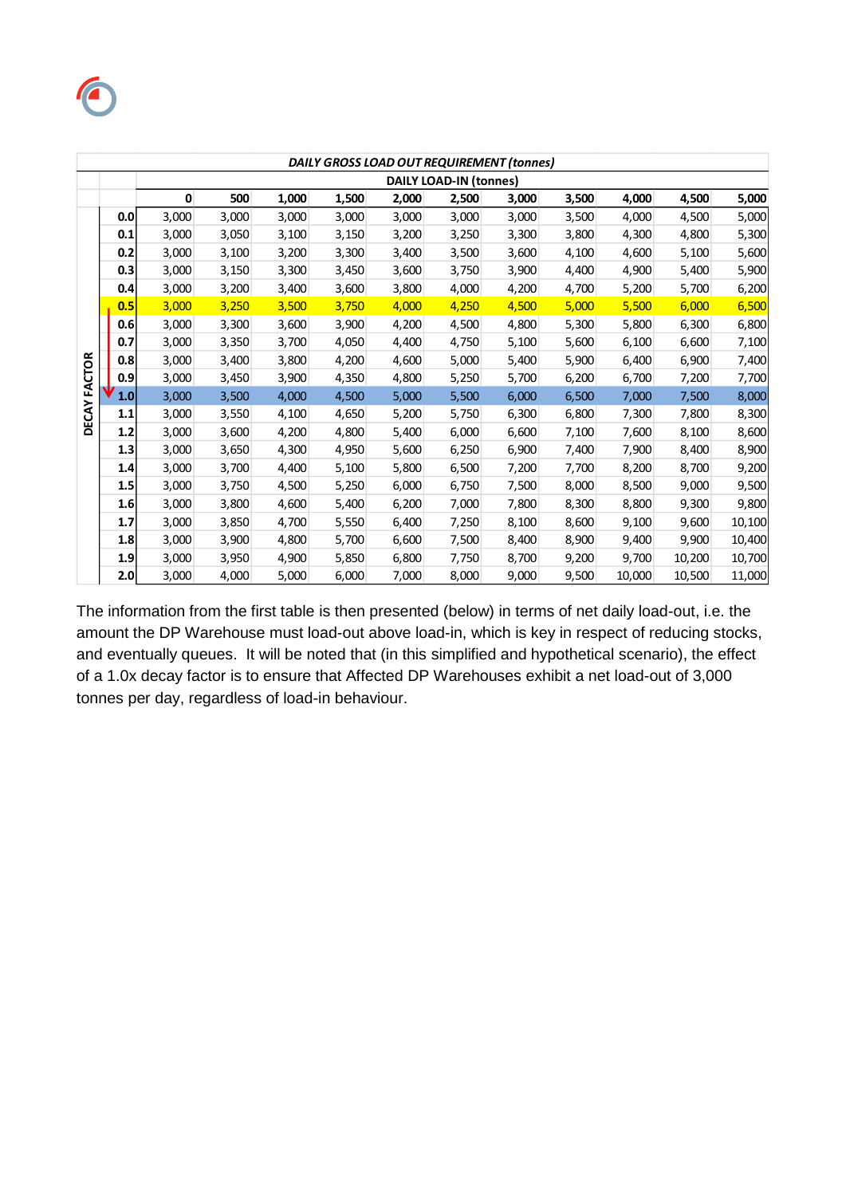| | DAILY GROSS LOAD OUT REQUIREMENT (tonnes) | | | | | | | | | | | |
|---|---|---|---|---|---|---|---|---|---|---|---|---|
| | | DAILY LOAD-IN (tonnes) | | | | | | | | | | |
| | | 0 | 500 | 1,000 | 1,500 | 2,000 | 2,500 | 3,000 | 3,500 | 4,000 | 4,500 | 5,000 |
| DECAY FACTOR | 0.0 | 3,000 | 3,000 | 3,000 | 3,000 | 3,000 | 3,000 | 3,000 | 3,500 | 4,000 | 4,500 | 5,000 |
| | 0.1 | 3,000 | 3,050 | 3,100 | 3,150 | 3,200 | 3,250 | 3,300 | 3,800 | 4,300 | 4,800 | 5,300 |
| | 0.2 | 3,000 | 3,100 | 3,200 | 3,300 | 3,400 | 3,500 | 3,600 | 4,100 | 4,600 | 5,100 | 5,600 |
| | 0.3 | 3,000 | 3,150 | 3,300 | 3,450 | 3,600 | 3,750 | 3,900 | 4,400 | 4,900 | 5,400 | 5,900 |
| | 0.4 | 3,000 | 3,200 | 3,400 | 3,600 | 3,800 | 4,000 | 4,200 | 4,700 | 5,200 | 5,700 | 6,200 |
| | 0.5 | 3,000 | 3,250 | 3,500 | 3,750 | 4,000 | 4,250 | 4,500 | 5,000 | 5,500 | 6,000 | 6,500 |
| | 0.6 | 3,000 | 3,300 | 3,600 | 3,900 | 4,200 | 4,500 | 4,800 | 5,300 | 5,800 | 6,300 | 6,800 |
| | 0.7 | 3,000 | 3,350 | 3,700 | 4,050 | 4,400 | 4,750 | 5,100 | 5,600 | 6,100 | 6,600 | 7,100 |
| | 0.8 | 3,000 | 3,400 | 3,800 | 4,200 | 4,600 | 5,000 | 5,400 | 5,900 | 6,400 | 6,900 | 7,400 |
| | 0.9 | 3,000 | 3,450 | 3,900 | 4,350 | 4,800 | 5,250 | 5,700 | 6,200 | 6,700 | 7,200 | 7,700 |
| | 1.0 | 3,000 | 3,500 | 4,000 | 4,500 | 5,000 | 5,500 | 6,000 | 6,500 | 7,000 | 7,500 | 8,000 |
| | 1.1 | 3,000 | 3,550 | 4,100 | 4,650 | 5,200 | 5,750 | 6,300 | 6,800 | 7,300 | 7,800 | 8,300 |
| | 1.2 | 3,000 | 3,600 | 4,200 | 4,800 | 5,400 | 6,000 | 6,600 | 7,100 | 7,600 | 8,100 | 8,600 |
| | 1.3 | 3,000 | 3,650 | 4,300 | 4,950 | 5,600 | 6,250 | 6,900 | 7,400 | 7,900 | 8,400 | 8,900 |
| | 1.4 | 3,000 | 3,700 | 4,400 | 5,100 | 5,800 | 6,500 | 7,200 | 7,700 | 8,200 | 8,700 | 9,200 |
| | 1.5 | 3,000 | 3,750 | 4,500 | 5,250 | 6,000 | 6,750 | 7,500 | 8,000 | 8,500 | 9,000 | 9,500 |
| | 1.6 | 3,000 | 3,800 | 4,600 | 5,400 | 6,200 | 7,000 | 7,800 | 8,300 | 8,800 | 9,300 | 9,800 |
| | 1.7 | 3,000 | 3,850 | 4,700 | 5,550 | 6,400 | 7,250 | 8,100 | 8,600 | 9,100 | 9,600 | 10,100 |
| | 1.8 | 3,000 | 3,900 | 4,800 | 5,700 | 6,600 | 7,500 | 8,400 | 8,900 | 9,400 | 9,900 | 10,400 |
| | 1.9 | 3,000 | 3,950 | 4,900 | 5,850 | 6,800 | 7,750 | 8,700 | 9,200 | 9,700 | 10,200 | 10,700 |
| | 2.0 | 3,000 | 4,000 | 5,000 | 6,000 | 7,000 | 8,000 | 9,000 | 9,500 | 10,000 | 10,500 | 11,000 |

The information from the first table is then presented (below) in terms of net daily load-out, i.e. the amount the DP Warehouse must load-out above load-in, which is key in respect of reducing stocks, and eventually queues. It will be noted that (in this simplified and hypothetical scenario), the effect of a 1.0x decay factor is to ensure that Affected DP Warehouses exhibit a net load-out of 3,000 tonnes per day, regardless of load-in behaviour.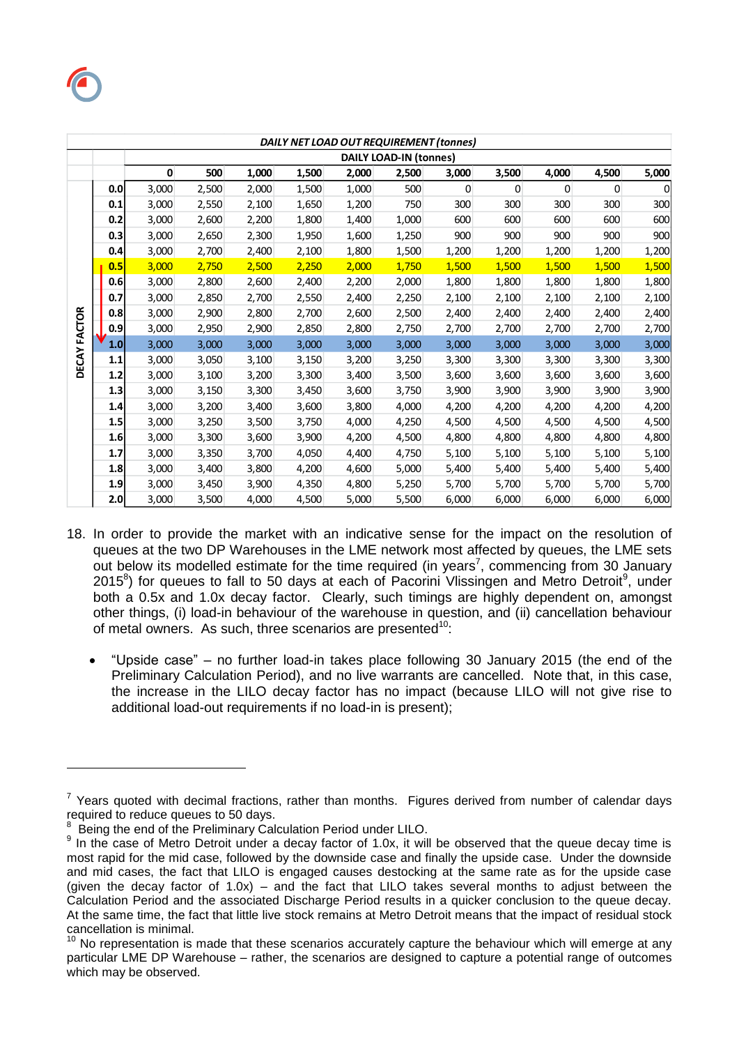| | DAILY NET LOAD OUT REQUIREMENT (tonnes) | | | | | | | | | | |
|---|---|---|---|---|---|---|---|---|---|---|---|
| | DAILY LOAD-IN (tonnes) | | | | | | | | | | |
| DECAY FACTOR | 0 | 500 | 1,000 | 1,500 | 2,000 | 2,500 | 3,000 | 3,500 | 4,000 | 4,500 | 5,000 |
| 0.0 | 3,000 | 2,500 | 2,000 | 1,500 | 1,000 | 500 | 0 | 0 | 0 | 0 | 0 |
| 0.1 | 3,000 | 2,550 | 2,100 | 1,650 | 1,200 | 750 | 300 | 300 | 300 | 300 | 300 |
| 0.2 | 3,000 | 2,600 | 2,200 | 1,800 | 1,400 | 1,000 | 600 | 600 | 600 | 600 | 600 |
| 0.3 | 3,000 | 2,650 | 2,300 | 1,950 | 1,600 | 1,250 | 900 | 900 | 900 | 900 | 900 |
| 0.4 | 3,000 | 2,700 | 2,400 | 2,100 | 1,800 | 1,500 | 1,200 | 1,200 | 1,200 | 1,200 | 1,200 |
| 0.5 | 3,000 | 2,750 | 2,500 | 2,250 | 2,000 | 1,750 | 1,500 | 1,500 | 1,500 | 1,500 | 1,500 |
| 0.6 | 3,000 | 2,800 | 2,600 | 2,400 | 2,200 | 2,000 | 1,800 | 1,800 | 1,800 | 1,800 | 1,800 |
| 0.7 | 3,000 | 2,850 | 2,700 | 2,550 | 2,400 | 2,250 | 2,100 | 2,100 | 2,100 | 2,100 | 2,100 |
| 0.8 | 3,000 | 2,900 | 2,800 | 2,700 | 2,600 | 2,500 | 2,400 | 2,400 | 2,400 | 2,400 | 2,400 |
| 0.9 | 3,000 | 2,950 | 2,900 | 2,850 | 2,800 | 2,750 | 2,700 | 2,700 | 2,700 | 2,700 | 2,700 |
| 1.0 | 3,000 | 3,000 | 3,000 | 3,000 | 3,000 | 3,000 | 3,000 | 3,000 | 3,000 | 3,000 | 3,000 |
| 1.1 | 3,000 | 3,050 | 3,100 | 3,150 | 3,200 | 3,250 | 3,300 | 3,300 | 3,300 | 3,300 | 3,300 |
| 1.2 | 3,000 | 3,100 | 3,200 | 3,300 | 3,400 | 3,500 | 3,600 | 3,600 | 3,600 | 3,600 | 3,600 |
| 1.3 | 3,000 | 3,150 | 3,300 | 3,450 | 3,600 | 3,750 | 3,900 | 3,900 | 3,900 | 3,900 | 3,900 |
| 1.4 | 3,000 | 3,200 | 3,400 | 3,600 | 3,800 | 4,000 | 4,200 | 4,200 | 4,200 | 4,200 | 4,200 |
| 1.5 | 3,000 | 3,250 | 3,500 | 3,750 | 4,000 | 4,250 | 4,500 | 4,500 | 4,500 | 4,500 | 4,500 |
| 1.6 | 3,000 | 3,300 | 3,600 | 3,900 | 4,200 | 4,500 | 4,800 | 4,800 | 4,800 | 4,800 | 4,800 |
| 1.7 | 3,000 | 3,350 | 3,700 | 4,050 | 4,400 | 4,750 | 5,100 | 5,100 | 5,100 | 5,100 | 5,100 |
| 1.8 | 3,000 | 3,400 | 3,800 | 4,200 | 4,600 | 5,000 | 5,400 | 5,400 | 5,400 | 5,400 | 5,400 |
| 1.9 | 3,000 | 3,450 | 3,900 | 4,350 | 4,800 | 5,250 | 5,700 | 5,700 | 5,700 | 5,700 | 5,700 |
| 2.0 | 3,000 | 3,500 | 4,000 | 4,500 | 5,000 | 5,500 | 6,000 | 6,000 | 6,000 | 6,000 | 6,000 |

18. In order to provide the market with an indicative sense for the impact on the resolution of queues at the two DP Warehouses in the LME network most affected by queues, the LME sets out below its modelled estimate for the time required (in years[7], commencing from 30 January 2015[8]) for queues to fall to 50 days at each of Pacorini Vlissingen and Metro Detroit[9], under both a 0.5x and 1.0x decay factor. Clearly, such timings are highly dependent on, amongst other things, (i) load-in behaviour of the warehouse in question, and (ii) cancellation behaviour of metal owners. As such, three scenarios are presented[10]:

- "Upside case" – no further load-in takes place following 30 January 2015 (the end of the Preliminary Calculation Period), and no live warrants are cancelled. Note that, in this case, the increase in the LILO decay factor has no impact (because LILO will not give rise to additional load-out requirements if no load-in is present);

[7] Years quoted with decimal fractions, rather than months. Figures derived from number of calendar days required to reduce queues to 50 days.

[8] Being the end of the Preliminary Calculation Period under LILO.

[9] In the case of Metro Detroit under a decay factor of 1.0x, it will be observed that the queue decay time is most rapid for the mid case, followed by the downside case and finally the upside case. Under the downside and mid cases, the fact that LILO is engaged causes destocking at the same rate as for the upside case (given the decay factor of 1.0x) – and the fact that LILO takes several months to adjust between the Calculation Period and the associated Discharge Period results in a quicker conclusion to the queue decay. At the same time, the fact that little live stock remains at Metro Detroit means that the impact of residual stock cancellation is minimal.

[10] No representation is made that these scenarios accurately capture the behaviour which will emerge at any particular LME DP Warehouse – rather, the scenarios are designed to capture a potential range of outcomes which may be observed.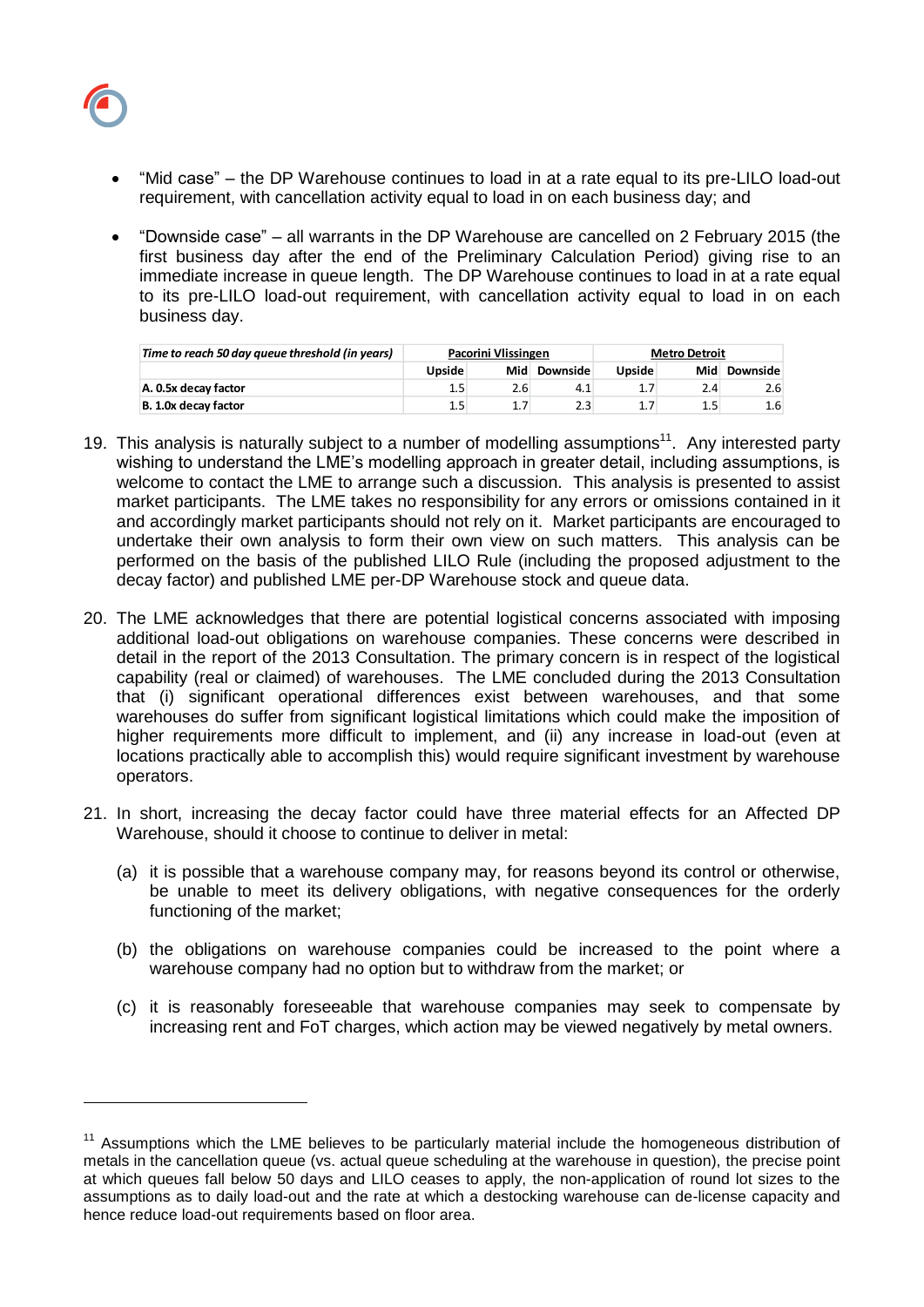- "Mid case" – the DP Warehouse continues to load in at a rate equal to its pre-LILO load-out requirement, with cancellation activity equal to load in on each business day; and

- "Downside case" – all warrants in the DP Warehouse are cancelled on 2 February 2015 (the first business day after the end of the Preliminary Calculation Period) giving rise to an immediate increase in queue length. The DP Warehouse continues to load in at a rate equal to its pre-LILO load-out requirement, with cancellation activity equal to load in on each business day.

| *Time to reach 50 day queue threshold (in years)* | Pacorini Vlissingen | | | Metro Detroit | | |
|---|---|---|---|---|---|---|
| | Upside | Mid | Downside | Upside | Mid | Downside |
| **A. 0.5x decay factor** | 1.5 | 2.6 | 4.1 | 1.7 | 2.4 | 2.6 |
| **B. 1.0x decay factor** | 1.5 | 1.7 | 2.3 | 1.7 | 1.5 | 1.6 |

19. This analysis is naturally subject to a number of modelling assumptions[11]. Any interested party wishing to understand the LME's modelling approach in greater detail, including assumptions, is welcome to contact the LME to arrange such a discussion. This analysis is presented to assist market participants. The LME takes no responsibility for any errors or omissions contained in it and accordingly market participants should not rely on it. Market participants are encouraged to undertake their own analysis to form their own view on such matters. This analysis can be performed on the basis of the published LILO Rule (including the proposed adjustment to the decay factor) and published LME per-DP Warehouse stock and queue data.

20. The LME acknowledges that there are potential logistical concerns associated with imposing additional load-out obligations on warehouse companies. These concerns were described in detail in the report of the 2013 Consultation. The primary concern is in respect of the logistical capability (real or claimed) of warehouses. The LME concluded during the 2013 Consultation that (i) significant operational differences exist between warehouses, and that some warehouses do suffer from significant logistical limitations which could make the imposition of higher requirements more difficult to implement, and (ii) any increase in load-out (even at locations practically able to accomplish this) would require significant investment by warehouse operators.

21. In short, increasing the decay factor could have three material effects for an Affected DP Warehouse, should it choose to continue to deliver in metal:

    (a) it is possible that a warehouse company may, for reasons beyond its control or otherwise, be unable to meet its delivery obligations, with negative consequences for the orderly functioning of the market;

    (b) the obligations on warehouse companies could be increased to the point where a warehouse company had no option but to withdraw from the market; or

    (c) it is reasonably foreseeable that warehouse companies may seek to compensate by increasing rent and FoT charges, which action may be viewed negatively by metal owners.

---

[11] Assumptions which the LME believes to be particularly material include the homogeneous distribution of metals in the cancellation queue (vs. actual queue scheduling at the warehouse in question), the precise point at which queues fall below 50 days and LILO ceases to apply, the non-application of round lot sizes to the assumptions as to daily load-out and the rate at which a destocking warehouse can de-license capacity and hence reduce load-out requirements based on floor area.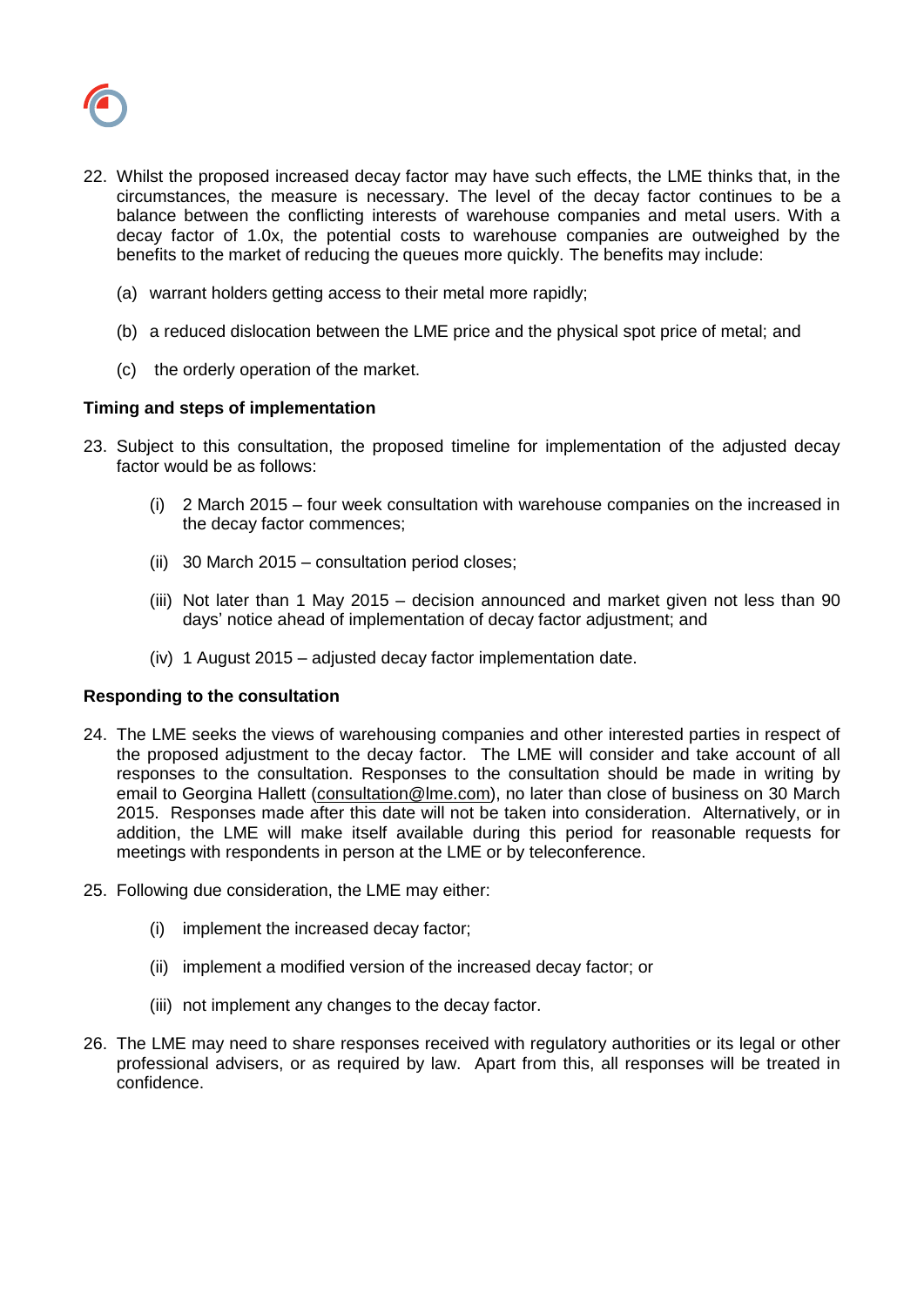22. Whilst the proposed increased decay factor may have such effects, the LME thinks that, in the circumstances, the measure is necessary. The level of the decay factor continues to be a balance between the conflicting interests of warehouse companies and metal users. With a decay factor of 1.0x, the potential costs to warehouse companies are outweighed by the benefits to the market of reducing the queues more quickly. The benefits may include:

    (a) warrant holders getting access to their metal more rapidly;

    (b) a reduced dislocation between the LME price and the physical spot price of metal; and

    (c) the orderly operation of the market.

**Timing and steps of implementation**

23. Subject to this consultation, the proposed timeline for implementation of the adjusted decay factor would be as follows:

    (i) 2 March 2015 – four week consultation with warehouse companies on the increased in the decay factor commences;

    (ii) 30 March 2015 – consultation period closes;

    (iii) Not later than 1 May 2015 – decision announced and market given not less than 90 days' notice ahead of implementation of decay factor adjustment; and

    (iv) 1 August 2015 – adjusted decay factor implementation date.

**Responding to the consultation**

24. The LME seeks the views of warehousing companies and other interested parties in respect of the proposed adjustment to the decay factor. The LME will consider and take account of all responses to the consultation. Responses to the consultation should be made in writing by email to Georgina Hallett (consultation@lme.com), no later than close of business on 30 March 2015. Responses made after this date will not be taken into consideration. Alternatively, or in addition, the LME will make itself available during this period for reasonable requests for meetings with respondents in person at the LME or by teleconference.

25. Following due consideration, the LME may either:

    (i) implement the increased decay factor;

    (ii) implement a modified version of the increased decay factor; or

    (iii) not implement any changes to the decay factor.

26. The LME may need to share responses received with regulatory authorities or its legal or other professional advisers, or as required by law. Apart from this, all responses will be treated in confidence.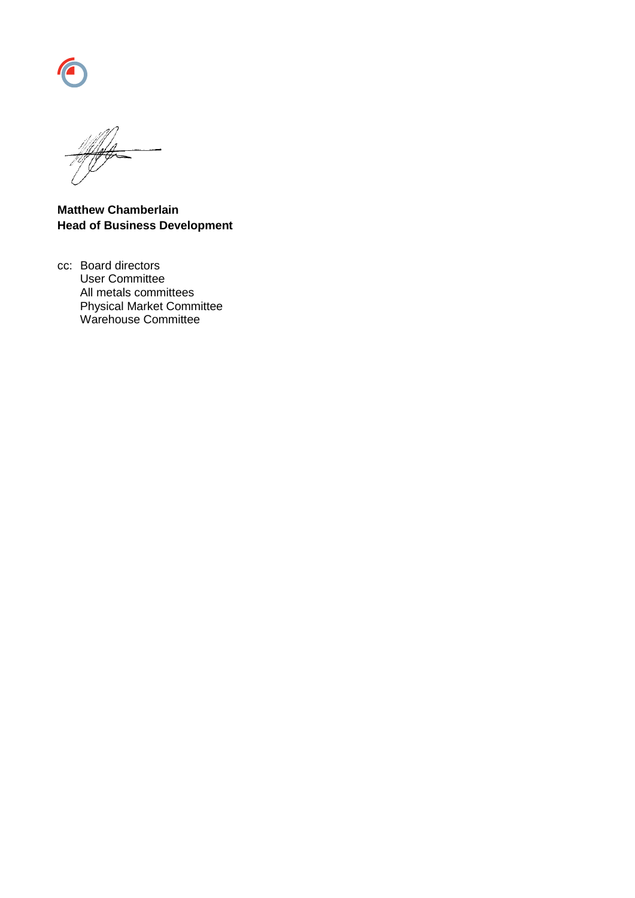**Matthew Chamberlain**
**Head of Business Development**

cc: Board directors
User Committee
All metals committees
Physical Market Committee
Warehouse Committee